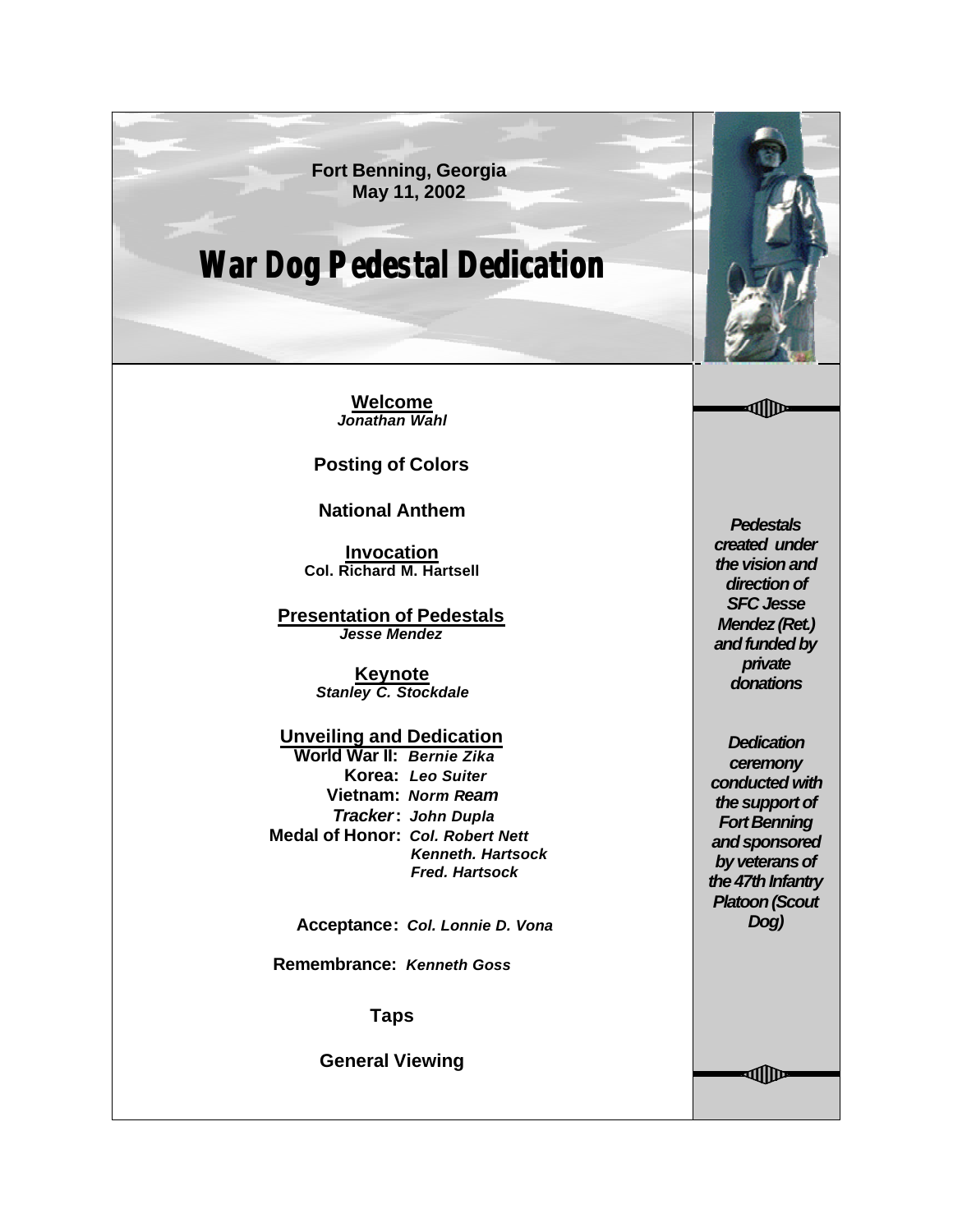Fort Benning, Georgia
May 11, 2002

# War Dog Pedestal Dedication

**Welcome**
*Jonathan Wahl*

**Posting of Colors**

**National Anthem**

**Invocation**
Col. Richard M. Hartsell

**Presentation of Pedestals**
*Jesse Mendez*

**Keynote**
*Stanley C. Stockdale*

**Unveiling and Dedication**

**World War II:** *Bernie Zika*
**Korea:** *Leo Suiter*
**Vietnam:** *Norm Ream*
***Tracker*:** *John Dupla*
**Medal of Honor:** *Col. Robert Nett*
*Kenneth. Hartsock*
*Fred. Hartsock*

**Acceptance:** *Col. Lonnie D. Vona*

**Remembrance:** *Kenneth Goss*

**Taps**

**General Viewing**

*Pedestals created under the vision and direction of SFC Jesse Mendez (Ret.) and funded by private donations*

*Dedication ceremony conducted with the support of Fort Benning and sponsored by veterans of the 47th Infantry Platoon (Scout Dog)*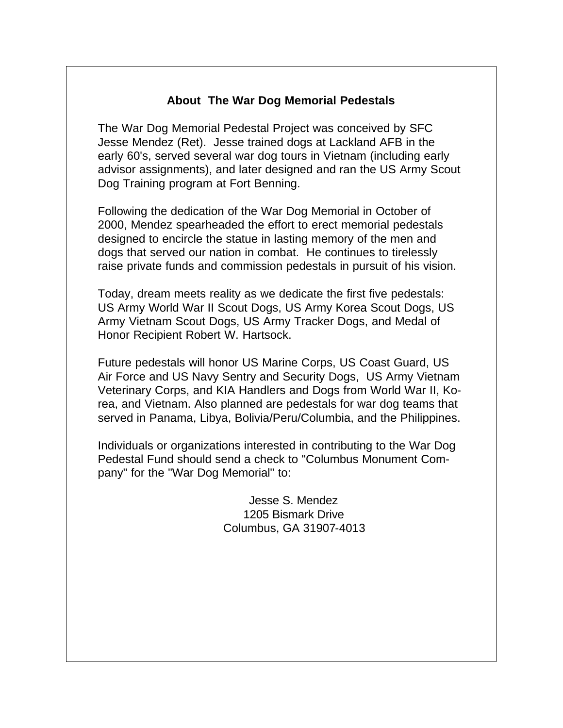## About The War Dog Memorial Pedestals

The War Dog Memorial Pedestal Project was conceived by SFC Jesse Mendez (Ret). Jesse trained dogs at Lackland AFB in the early 60's, served several war dog tours in Vietnam (including early advisor assignments), and later designed and ran the US Army Scout Dog Training program at Fort Benning.

Following the dedication of the War Dog Memorial in October of 2000, Mendez spearheaded the effort to erect memorial pedestals designed to encircle the statue in lasting memory of the men and dogs that served our nation in combat. He continues to tirelessly raise private funds and commission pedestals in pursuit of his vision.

Today, dream meets reality as we dedicate the first five pedestals: US Army World War II Scout Dogs, US Army Korea Scout Dogs, US Army Vietnam Scout Dogs, US Army Tracker Dogs, and Medal of Honor Recipient Robert W. Hartsock.

Future pedestals will honor US Marine Corps, US Coast Guard, US Air Force and US Navy Sentry and Security Dogs, US Army Vietnam Veterinary Corps, and KIA Handlers and Dogs from World War II, Korea, and Vietnam. Also planned are pedestals for war dog teams that served in Panama, Libya, Bolivia/Peru/Columbia, and the Philippines.

Individuals or organizations interested in contributing to the War Dog Pedestal Fund should send a check to "Columbus Monument Company" for the "War Dog Memorial" to:

Jesse S. Mendez
1205 Bismark Drive
Columbus, GA 31907-4013